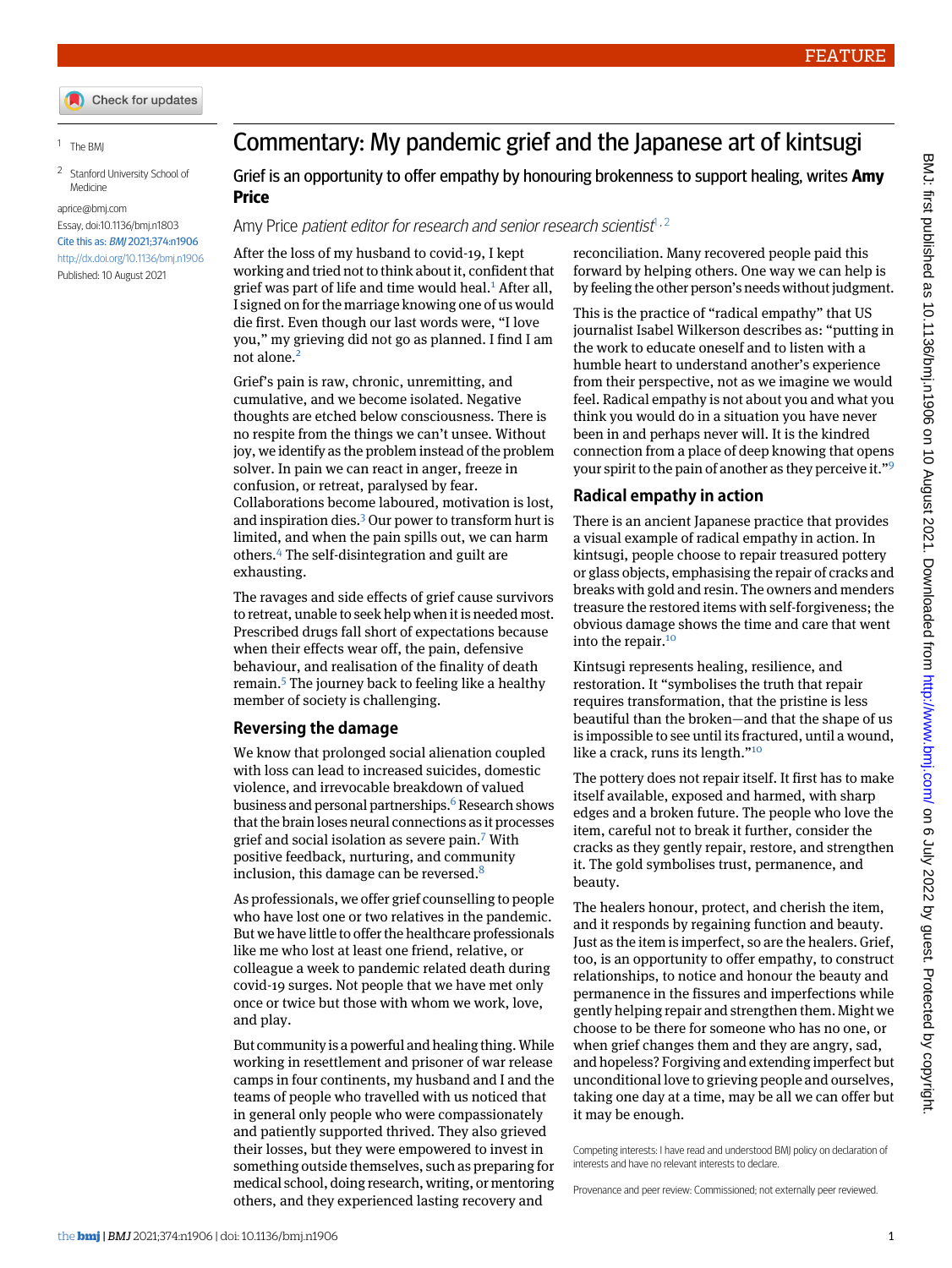FEATURE

[1] The BMJ

[2] Stanford University School of Medicine

aprice@bmj.com

Essay, doi:10.1136/bmj.n1803

Cite this as: *BMJ* 2021;374:n1906

http://dx.doi.org/10.1136/bmj.n1906

Published: 10 August 2021

# Commentary: My pandemic grief and the Japanese art of kintsugi

## Grief is an opportunity to offer empathy by honouring brokenness to support healing, writes **Amy Price**

Amy Price *patient editor for research and senior research scientist*[1,2]

After the loss of my husband to covid-19, I kept working and tried not to think about it, confident that grief was part of life and time would heal.[1] After all, I signed on for the marriage knowing one of us would die first. Even though our last words were, "I love you," my grieving did not go as planned. I find I am not alone.[2]

Grief's pain is raw, chronic, unremitting, and cumulative, and we become isolated. Negative thoughts are etched below consciousness. There is no respite from the things we can't unsee. Without joy, we identify as the problem instead of the problem solver. In pain we can react in anger, freeze in confusion, or retreat, paralysed by fear. Collaborations become laboured, motivation is lost, and inspiration dies.[3] Our power to transform hurt is limited, and when the pain spills out, we can harm others.[4] The self-disintegration and guilt are exhausting.

The ravages and side effects of grief cause survivors to retreat, unable to seek help when it is needed most. Prescribed drugs fall short of expectations because when their effects wear off, the pain, defensive behaviour, and realisation of the finality of death remain.[5] The journey back to feeling like a healthy member of society is challenging.

### Reversing the damage

We know that prolonged social alienation coupled with loss can lead to increased suicides, domestic violence, and irrevocable breakdown of valued business and personal partnerships.[6] Research shows that the brain loses neural connections as it processes grief and social isolation as severe pain.[7] With positive feedback, nurturing, and community inclusion, this damage can be reversed.[8]

As professionals, we offer grief counselling to people who have lost one or two relatives in the pandemic. But we have little to offer the healthcare professionals like me who lost at least one friend, relative, or colleague a week to pandemic related death during covid-19 surges. Not people that we have met only once or twice but those with whom we work, love, and play.

But community is a powerful and healing thing. While working in resettlement and prisoner of war release camps in four continents, my husband and I and the teams of people who travelled with us noticed that in general only people who were compassionately and patiently supported thrived. They also grieved their losses, but they were empowered to invest in something outside themselves, such as preparing for medical school, doing research, writing, or mentoring others, and they experienced lasting recovery and reconciliation. Many recovered people paid this forward by helping others. One way we can help is by feeling the other person's needs without judgment.

This is the practice of "radical empathy" that US journalist Isabel Wilkerson describes as: "putting in the work to educate oneself and to listen with a humble heart to understand another's experience from their perspective, not as we imagine we would feel. Radical empathy is not about you and what you think you would do in a situation you have never been in and perhaps never will. It is the kindred connection from a place of deep knowing that opens your spirit to the pain of another as they perceive it."[9]

### Radical empathy in action

There is an ancient Japanese practice that provides a visual example of radical empathy in action. In kintsugi, people choose to repair treasured pottery or glass objects, emphasising the repair of cracks and breaks with gold and resin. The owners and menders treasure the restored items with self-forgiveness; the obvious damage shows the time and care that went into the repair.[10]

Kintsugi represents healing, resilience, and restoration. It "symbolises the truth that repair requires transformation, that the pristine is less beautiful than the broken—and that the shape of us is impossible to see until its fractured, until a wound, like a crack, runs its length."[10]

The pottery does not repair itself. It first has to make itself available, exposed and harmed, with sharp edges and a broken future. The people who love the item, careful not to break it further, consider the cracks as they gently repair, restore, and strengthen it. The gold symbolises trust, permanence, and beauty.

The healers honour, protect, and cherish the item, and it responds by regaining function and beauty. Just as the item is imperfect, so are the healers. Grief, too, is an opportunity to offer empathy, to construct relationships, to notice and honour the beauty and permanence in the fissures and imperfections while gently helping repair and strengthen them. Might we choose to be there for someone who has no one, or when grief changes them and they are angry, sad, and hopeless? Forgiving and extending imperfect but unconditional love to grieving people and ourselves, taking one day at a time, may be all we can offer but it may be enough.

Competing interests: I have read and understood BMJ policy on declaration of interests and have no relevant interests to declare.

Provenance and peer review: Commissioned; not externally peer reviewed.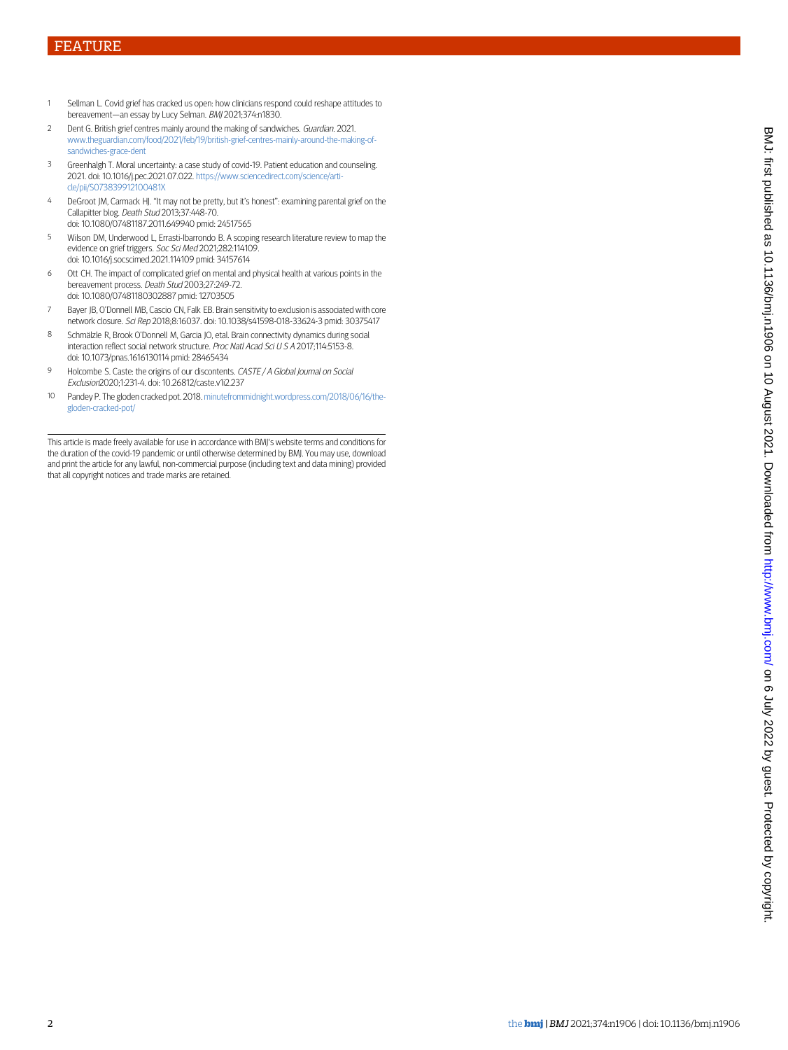1. Sellman L. Covid grief has cracked us open: how clinicians respond could reshape attitudes to bereavement—an essay by Lucy Selman. *BMJ* 2021;374:n1830.
2. Dent G. British grief centres mainly around the making of sandwiches. *Guardian*. 2021. www.theguardian.com/food/2021/feb/19/british-grief-centres-mainly-around-the-making-of-sandwiches-grace-dent
3. Greenhalgh T. Moral uncertainty: a case study of covid-19. Patient education and counseling. 2021. doi: 10.1016/j.pec.2021.07.022. https://www.sciencedirect.com/science/article/pii/S073839912100481X
4. DeGroot JM, Carmack HJ. "It may not be pretty, but it's honest": examining parental grief on the Callapitter blog. *Death Stud* 2013;37:448-70. doi: 10.1080/07481187.2011.649940 pmid: 24517565
5. Wilson DM, Underwood L, Errasti-Ibarrondo B. A scoping research literature review to map the evidence on grief triggers. *Soc Sci Med* 2021;282:114109. doi: 10.1016/j.socscimed.2021.114109 pmid: 34157614
6. Ott CH. The impact of complicated grief on mental and physical health at various points in the bereavement process. *Death Stud* 2003;27:249-72. doi: 10.1080/07481180302887 pmid: 12703505
7. Bayer JB, O'Donnell MB, Cascio CN, Falk EB. Brain sensitivity to exclusion is associated with core network closure. *Sci Rep* 2018;8:16037. doi: 10.1038/s41598-018-33624-3 pmid: 30375417
8. Schmälzle R, Brook O'Donnell M, Garcia JO, etal. Brain connectivity dynamics during social interaction reflect social network structure. *Proc Natl Acad Sci U S A* 2017;114:5153-8. doi: 10.1073/pnas.1616130114 pmid: 28465434
9. Holcombe S. Caste: the origins of our discontents. *CASTE / A Global Journal on Social Exclusion* 2020;1:231-4. doi: 10.26812/caste.v1i2.237
10. Pandey P. The gloden cracked pot. 2018. minutefrommidnight.wordpress.com/2018/06/16/the-gloden-cracked-pot/

This article is made freely available for use in accordance with BMJ's website terms and conditions for the duration of the covid-19 pandemic or until otherwise determined by BMJ. You may use, download and print the article for any lawful, non-commercial purpose (including text and data mining) provided that all copyright notices and trade marks are retained.